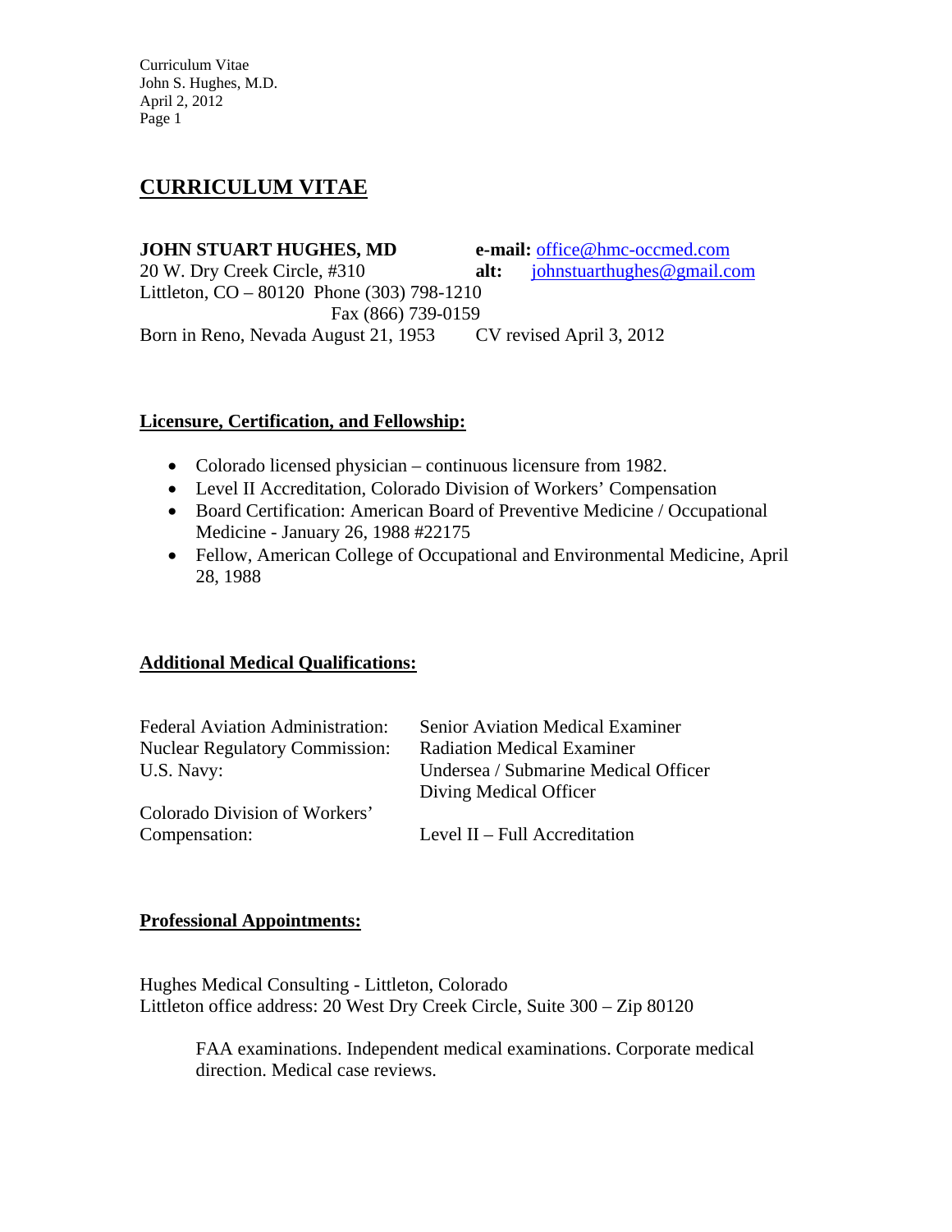# CURRICULUM VITAE

**JOHN STUART HUGHES, MD**
20 W. Dry Creek Circle, #310
Littleton, CO – 80120 Phone (303) 798-1210
Fax (866) 739-0159
Born in Reno, Nevada August 21, 1953

**e-mail:** office@hmc-occmed.com
**alt:** johnstuarthughes@gmail.com
CV revised April 3, 2012

## Licensure, Certification, and Fellowship:

- Colorado licensed physician – continuous licensure from 1982.
- Level II Accreditation, Colorado Division of Workers' Compensation
- Board Certification: American Board of Preventive Medicine / Occupational Medicine - January 26, 1988 #22175
- Fellow, American College of Occupational and Environmental Medicine, April 28, 1988

## Additional Medical Qualifications:

| | |
|---|---|
| Federal Aviation Administration: | Senior Aviation Medical Examiner |
| Nuclear Regulatory Commission: | Radiation Medical Examiner |
| U.S. Navy: | Undersea / Submarine Medical Officer<br>Diving Medical Officer |
| Colorado Division of Workers' Compensation: | Level II – Full Accreditation |

## Professional Appointments:

Hughes Medical Consulting - Littleton, Colorado
Littleton office address: 20 West Dry Creek Circle, Suite 300 – Zip 80120

FAA examinations. Independent medical examinations. Corporate medical direction. Medical case reviews.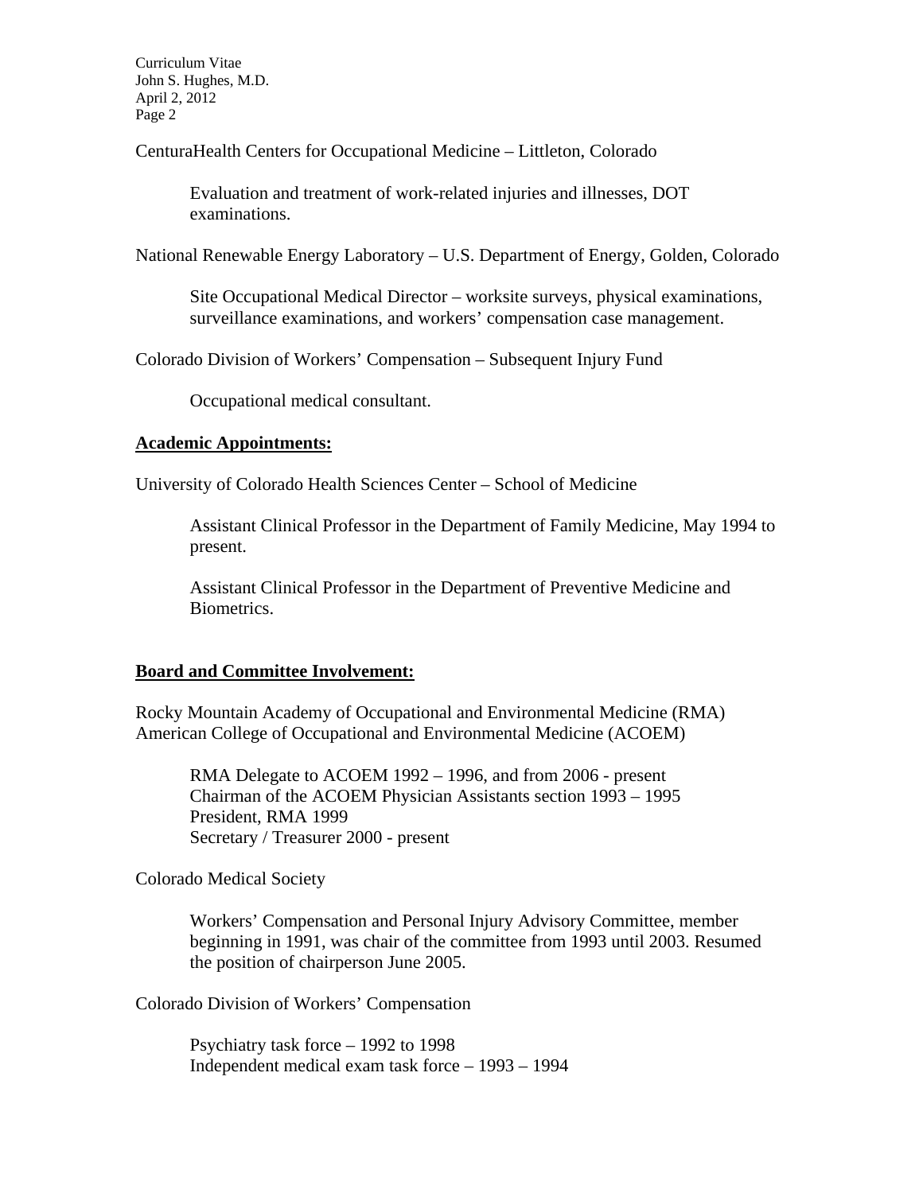CenturaHealth Centers for Occupational Medicine – Littleton, Colorado

> Evaluation and treatment of work-related injuries and illnesses, DOT examinations.

National Renewable Energy Laboratory – U.S. Department of Energy, Golden, Colorado

> Site Occupational Medical Director – worksite surveys, physical examinations, surveillance examinations, and workers' compensation case management.

Colorado Division of Workers' Compensation – Subsequent Injury Fund

> Occupational medical consultant.

**Academic Appointments:**

University of Colorado Health Sciences Center – School of Medicine

> Assistant Clinical Professor in the Department of Family Medicine, May 1994 to present.
>
> Assistant Clinical Professor in the Department of Preventive Medicine and Biometrics.

**Board and Committee Involvement:**

Rocky Mountain Academy of Occupational and Environmental Medicine (RMA)
American College of Occupational and Environmental Medicine (ACOEM)

> RMA Delegate to ACOEM 1992 – 1996, and from 2006 - present
> Chairman of the ACOEM Physician Assistants section 1993 – 1995
> President, RMA 1999
> Secretary / Treasurer 2000 - present

Colorado Medical Society

> Workers' Compensation and Personal Injury Advisory Committee, member beginning in 1991, was chair of the committee from 1993 until 2003. Resumed the position of chairperson June 2005.

Colorado Division of Workers' Compensation

> Psychiatry task force – 1992 to 1998
> Independent medical exam task force – 1993 – 1994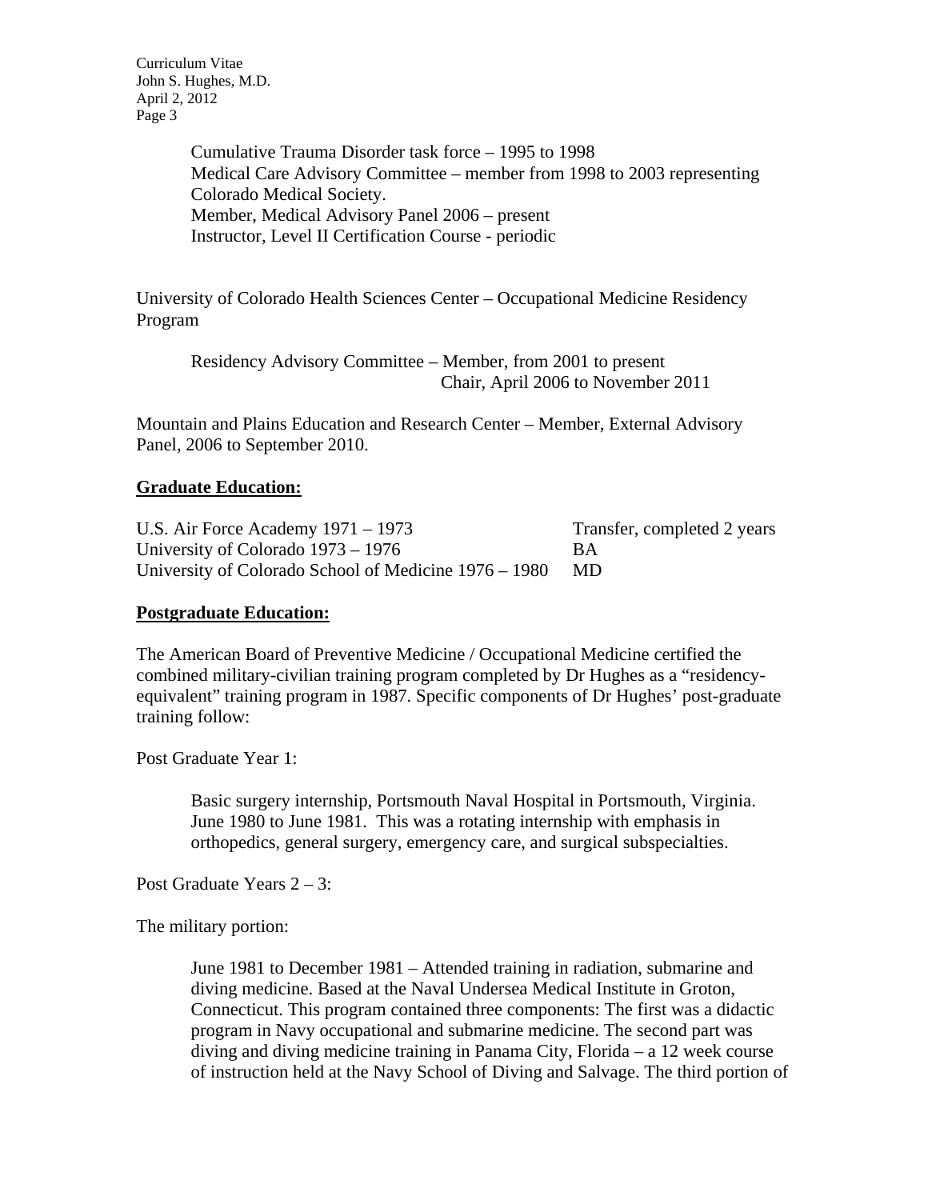Cumulative Trauma Disorder task force – 1995 to 1998
Medical Care Advisory Committee – member from 1998 to 2003 representing Colorado Medical Society.
Member, Medical Advisory Panel 2006 – present
Instructor, Level II Certification Course - periodic

University of Colorado Health Sciences Center – Occupational Medicine Residency Program

Residency Advisory Committee – Member, from 2001 to present
Chair, April 2006 to November 2011

Mountain and Plains Education and Research Center – Member, External Advisory Panel, 2006 to September 2010.

## Graduate Education:

| | |
|---|---|
| U.S. Air Force Academy 1971 – 1973 | Transfer, completed 2 years |
| University of Colorado 1973 – 1976 | BA |
| University of Colorado School of Medicine 1976 – 1980 | MD |

## Postgraduate Education:

The American Board of Preventive Medicine / Occupational Medicine certified the combined military-civilian training program completed by Dr Hughes as a "residency-equivalent" training program in 1987. Specific components of Dr Hughes' post-graduate training follow:

Post Graduate Year 1:

Basic surgery internship, Portsmouth Naval Hospital in Portsmouth, Virginia. June 1980 to June 1981. This was a rotating internship with emphasis in orthopedics, general surgery, emergency care, and surgical subspecialties.

Post Graduate Years 2 – 3:

The military portion:

June 1981 to December 1981 – Attended training in radiation, submarine and diving medicine. Based at the Naval Undersea Medical Institute in Groton, Connecticut. This program contained three components: The first was a didactic program in Navy occupational and submarine medicine. The second part was diving and diving medicine training in Panama City, Florida – a 12 week course of instruction held at the Navy School of Diving and Salvage. The third portion of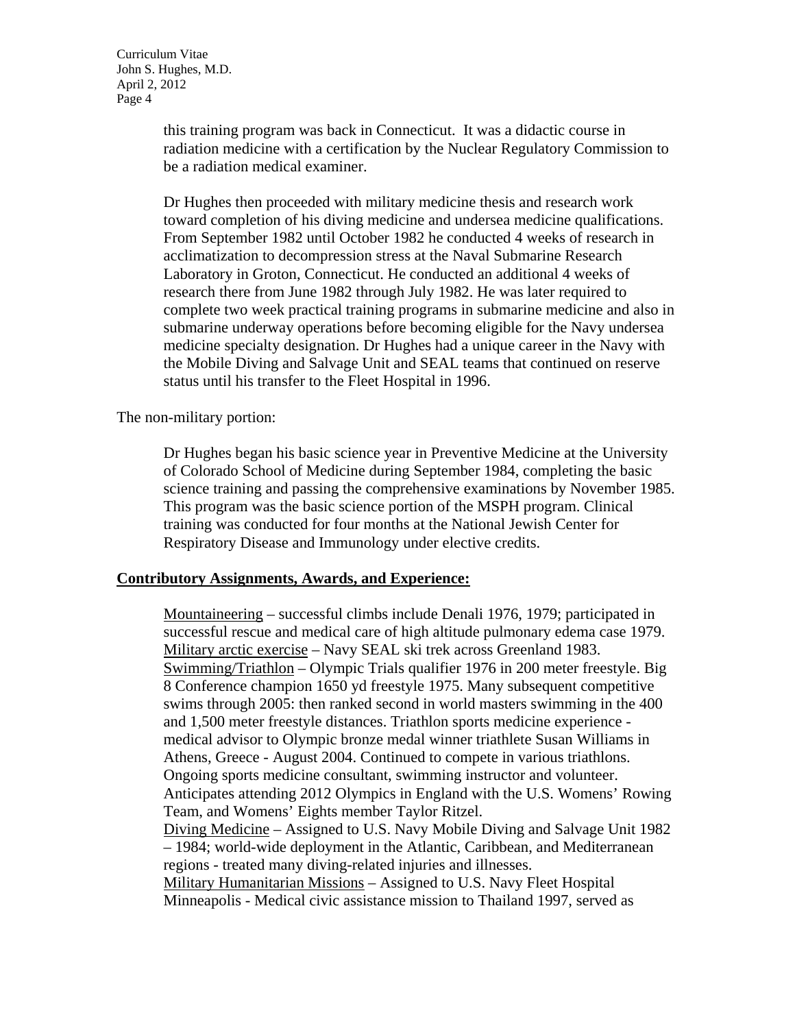this training program was back in Connecticut. It was a didactic course in radiation medicine with a certification by the Nuclear Regulatory Commission to be a radiation medical examiner.

Dr Hughes then proceeded with military medicine thesis and research work toward completion of his diving medicine and undersea medicine qualifications. From September 1982 until October 1982 he conducted 4 weeks of research in acclimatization to decompression stress at the Naval Submarine Research Laboratory in Groton, Connecticut. He conducted an additional 4 weeks of research there from June 1982 through July 1982. He was later required to complete two week practical training programs in submarine medicine and also in submarine underway operations before becoming eligible for the Navy undersea medicine specialty designation. Dr Hughes had a unique career in the Navy with the Mobile Diving and Salvage Unit and SEAL teams that continued on reserve status until his transfer to the Fleet Hospital in 1996.

The non-military portion:

Dr Hughes began his basic science year in Preventive Medicine at the University of Colorado School of Medicine during September 1984, completing the basic science training and passing the comprehensive examinations by November 1985. This program was the basic science portion of the MSPH program. Clinical training was conducted for four months at the National Jewish Center for Respiratory Disease and Immunology under elective credits.

## Contributory Assignments, Awards, and Experience:

Mountaineering – successful climbs include Denali 1976, 1979; participated in successful rescue and medical care of high altitude pulmonary edema case 1979.
Military arctic exercise – Navy SEAL ski trek across Greenland 1983.
Swimming/Triathlon – Olympic Trials qualifier 1976 in 200 meter freestyle. Big 8 Conference champion 1650 yd freestyle 1975. Many subsequent competitive swims through 2005: then ranked second in world masters swimming in the 400 and 1,500 meter freestyle distances. Triathlon sports medicine experience - medical advisor to Olympic bronze medal winner triathlete Susan Williams in Athens, Greece - August 2004. Continued to compete in various triathlons. Ongoing sports medicine consultant, swimming instructor and volunteer. Anticipates attending 2012 Olympics in England with the U.S. Womens' Rowing Team, and Womens' Eights member Taylor Ritzel.
Diving Medicine – Assigned to U.S. Navy Mobile Diving and Salvage Unit 1982 – 1984; world-wide deployment in the Atlantic, Caribbean, and Mediterranean regions - treated many diving-related injuries and illnesses.
Military Humanitarian Missions – Assigned to U.S. Navy Fleet Hospital Minneapolis - Medical civic assistance mission to Thailand 1997, served as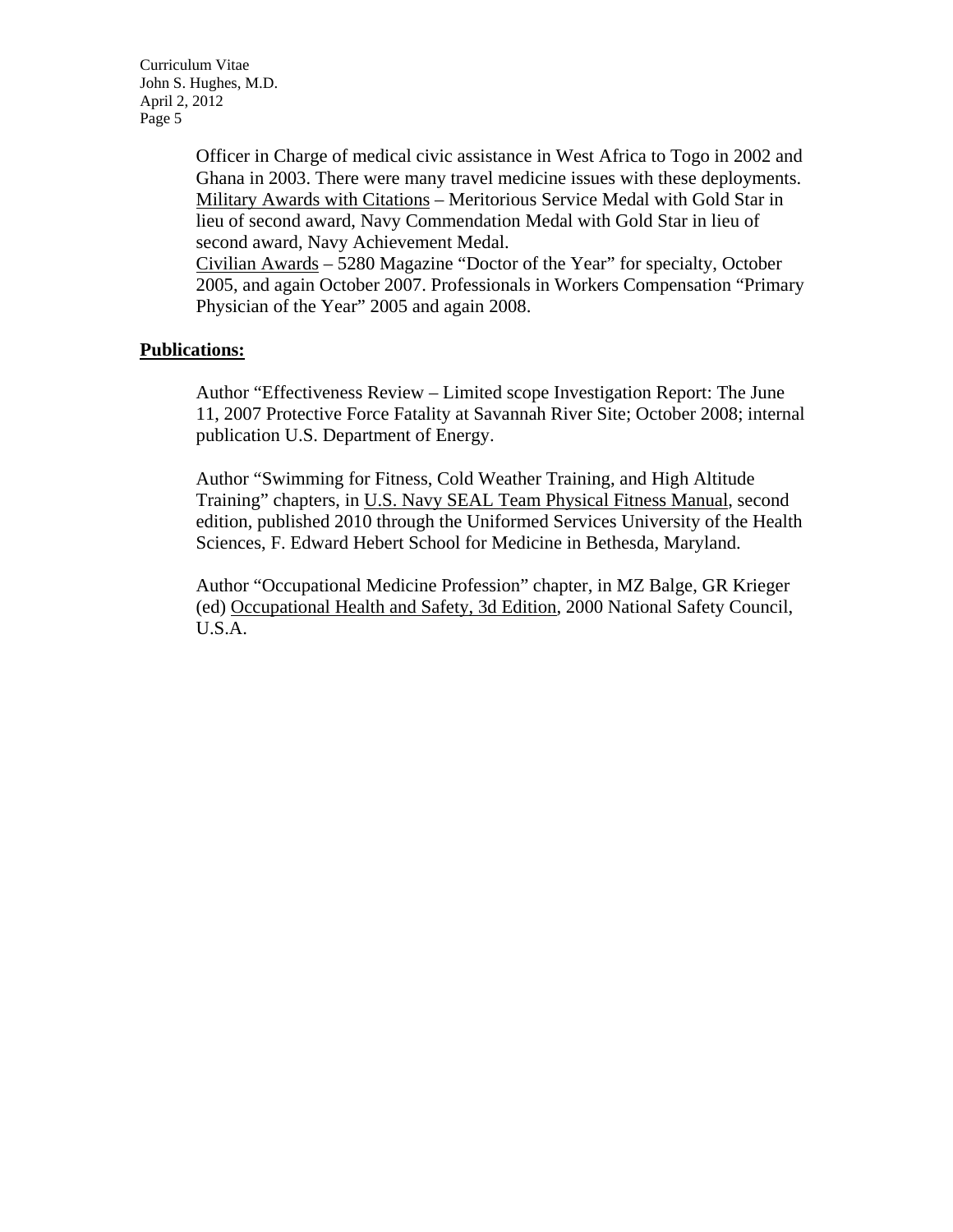Officer in Charge of medical civic assistance in West Africa to Togo in 2002 and Ghana in 2003. There were many travel medicine issues with these deployments. Military Awards with Citations – Meritorious Service Medal with Gold Star in lieu of second award, Navy Commendation Medal with Gold Star in lieu of second award, Navy Achievement Medal.
Civilian Awards – 5280 Magazine "Doctor of the Year" for specialty, October 2005, and again October 2007. Professionals in Workers Compensation "Primary Physician of the Year" 2005 and again 2008.

## Publications:

Author "Effectiveness Review – Limited scope Investigation Report: The June 11, 2007 Protective Force Fatality at Savannah River Site; October 2008; internal publication U.S. Department of Energy.

Author "Swimming for Fitness, Cold Weather Training, and High Altitude Training" chapters, in U.S. Navy SEAL Team Physical Fitness Manual, second edition, published 2010 through the Uniformed Services University of the Health Sciences, F. Edward Hebert School for Medicine in Bethesda, Maryland.

Author "Occupational Medicine Profession" chapter, in MZ Balge, GR Krieger (ed) Occupational Health and Safety, 3d Edition, 2000 National Safety Council, U.S.A.